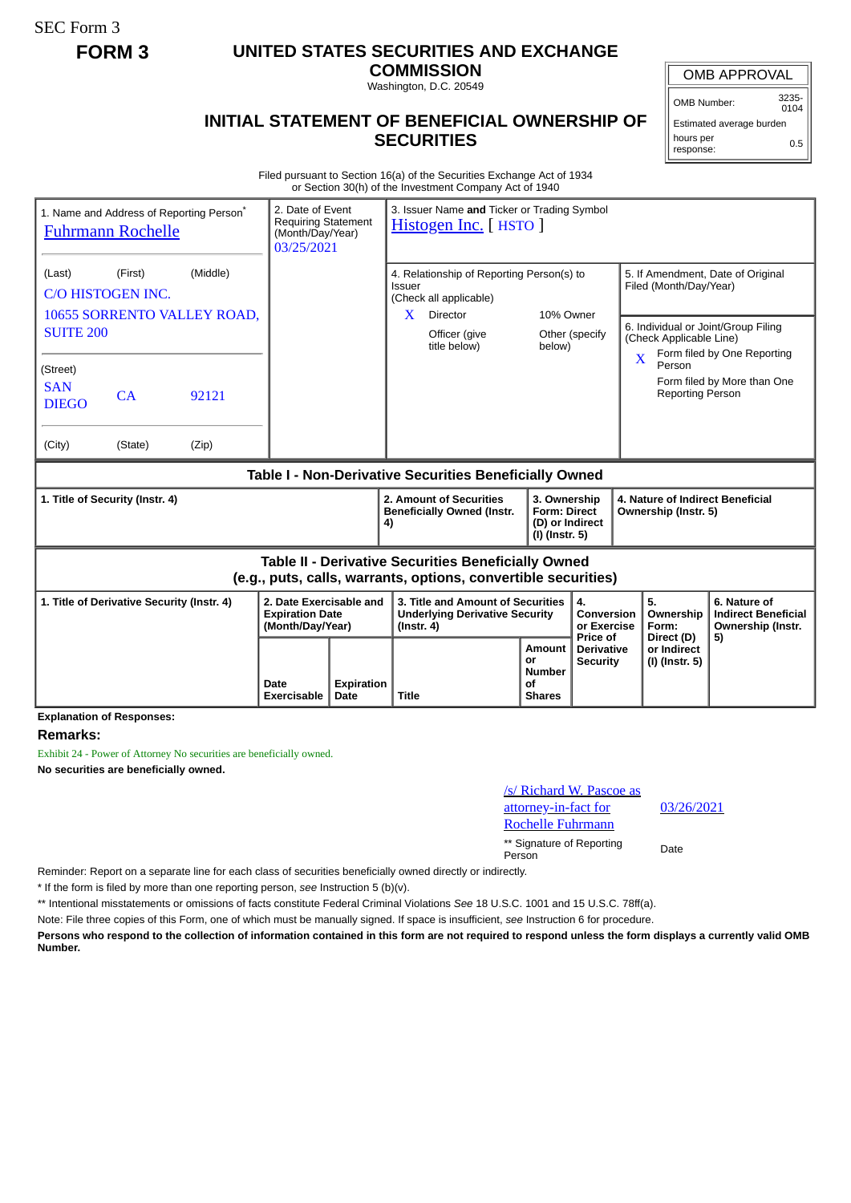SEC Form 3

**FORM 3**

# UNITED STATES SECURITIES AND EXCHANGE COMMISSION

Washington, D.C. 20549

## INITIAL STATEMENT OF BENEFICIAL OWNERSHIP OF SECURITIES

| OMB APPROVAL | |
|---|---|
| OMB Number: | 3235-0104 |
| Estimated average burden hours per response: | 0.5 |

Filed pursuant to Section 16(a) of the Securities Exchange Act of 1934 or Section 30(h) of the Investment Company Act of 1940

| 1. Name and Address of Reporting Person* | 2. Date of Event Requiring Statement (Month/Day/Year) | 3. Issuer Name **and** Ticker or Trading Symbol |
|---|---|---|
| Fuhrmann Rochelle | 03/25/2021 | Histogen Inc. [ HSTO ] |
| (Last) (First) (Middle) C/O HISTOGEN INC. 10655 SORRENTO VALLEY ROAD, SUITE 200 | | 4. Relationship of Reporting Person(s) to Issuer (Check all applicable) X Director / 10% Owner / Officer (give title below) / Other (specify below) |
| (Street) SAN DIEGO CA 92121 | | 5. If Amendment, Date of Original Filed (Month/Day/Year) |
| (City) (State) (Zip) | | 6. Individual or Joint/Group Filing (Check Applicable Line) X Form filed by One Reporting Person / Form filed by More than One Reporting Person |

**Table I - Non-Derivative Securities Beneficially Owned**

| 1. Title of Security (Instr. 4) | 2. Amount of Securities Beneficially Owned (Instr. 4) | 3. Ownership Form: Direct (D) or Indirect (I) (Instr. 5) | 4. Nature of Indirect Beneficial Ownership (Instr. 5) |
|---|---|---|---|

**Table II - Derivative Securities Beneficially Owned (e.g., puts, calls, warrants, options, convertible securities)**

| 1. Title of Derivative Security (Instr. 4) | 2. Date Exercisable and Expiration Date (Month/Day/Year) | | 3. Title and Amount of Securities Underlying Derivative Security (Instr. 4) | | 4. Conversion or Exercise Price of Derivative Security | 5. Ownership Form: Direct (D) or Indirect (I) (Instr. 5) | 6. Nature of Indirect Beneficial Ownership (Instr. 5) |
|---|---|---|---|---|---|---|---|
| | Date Exercisable | Expiration Date | Title | Amount or Number of Shares | | | |

**Explanation of Responses:**

**Remarks:**

Exhibit 24 - Power of Attorney No securities are beneficially owned.

**No securities are beneficially owned.**

| /s/ Richard W. Pascoe as attorney-in-fact for Rochelle Fuhrmann | 03/26/2021 |
|---|---|
| ** Signature of Reporting Person | Date |

Reminder: Report on a separate line for each class of securities beneficially owned directly or indirectly.

\* If the form is filed by more than one reporting person, *see* Instruction 5 (b)(v).

** Intentional misstatements or omissions of facts constitute Federal Criminal Violations *See* 18 U.S.C. 1001 and 15 U.S.C. 78ff(a).

Note: File three copies of this Form, one of which must be manually signed. If space is insufficient, *see* Instruction 6 for procedure.

**Persons who respond to the collection of information contained in this form are not required to respond unless the form displays a currently valid OMB Number.**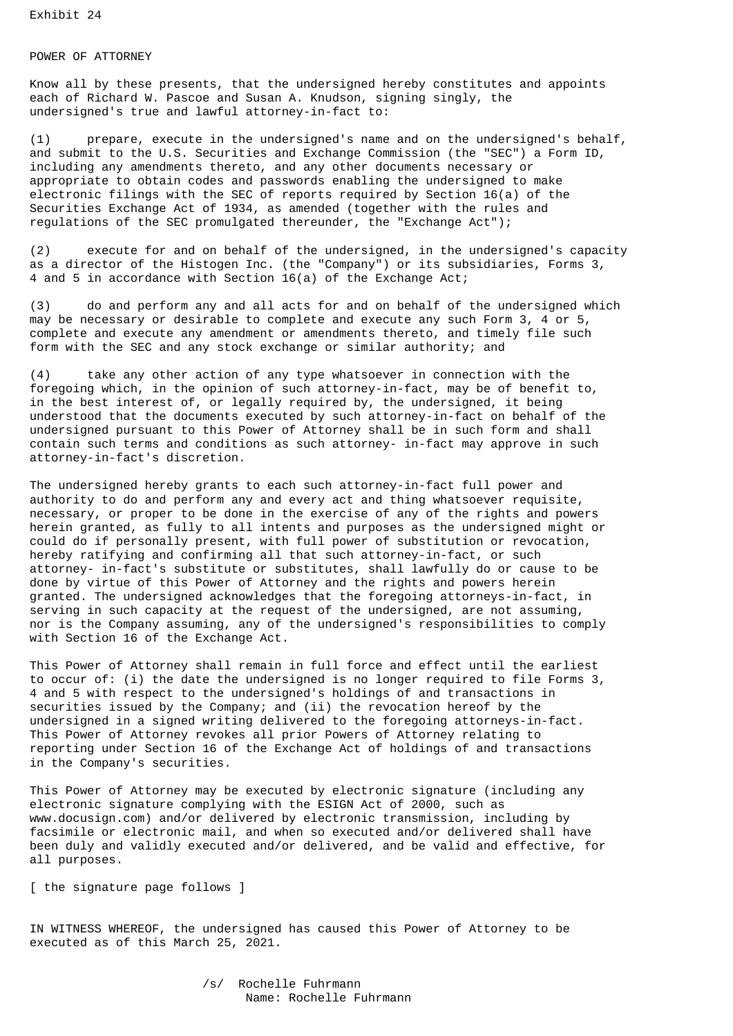Exhibit 24

POWER OF ATTORNEY

Know all by these presents, that the undersigned hereby constitutes and appoints each of Richard W. Pascoe and Susan A. Knudson, signing singly, the undersigned's true and lawful attorney-in-fact to:

(1) prepare, execute in the undersigned's name and on the undersigned's behalf, and submit to the U.S. Securities and Exchange Commission (the "SEC") a Form ID, including any amendments thereto, and any other documents necessary or appropriate to obtain codes and passwords enabling the undersigned to make electronic filings with the SEC of reports required by Section 16(a) of the Securities Exchange Act of 1934, as amended (together with the rules and regulations of the SEC promulgated thereunder, the "Exchange Act");

(2) execute for and on behalf of the undersigned, in the undersigned's capacity as a director of the Histogen Inc. (the "Company") or its subsidiaries, Forms 3, 4 and 5 in accordance with Section 16(a) of the Exchange Act;

(3) do and perform any and all acts for and on behalf of the undersigned which may be necessary or desirable to complete and execute any such Form 3, 4 or 5, complete and execute any amendment or amendments thereto, and timely file such form with the SEC and any stock exchange or similar authority; and

(4) take any other action of any type whatsoever in connection with the foregoing which, in the opinion of such attorney-in-fact, may be of benefit to, in the best interest of, or legally required by, the undersigned, it being understood that the documents executed by such attorney-in-fact on behalf of the undersigned pursuant to this Power of Attorney shall be in such form and shall contain such terms and conditions as such attorney- in-fact may approve in such attorney-in-fact's discretion.

The undersigned hereby grants to each such attorney-in-fact full power and authority to do and perform any and every act and thing whatsoever requisite, necessary, or proper to be done in the exercise of any of the rights and powers herein granted, as fully to all intents and purposes as the undersigned might or could do if personally present, with full power of substitution or revocation, hereby ratifying and confirming all that such attorney-in-fact, or such attorney- in-fact's substitute or substitutes, shall lawfully do or cause to be done by virtue of this Power of Attorney and the rights and powers herein granted. The undersigned acknowledges that the foregoing attorneys-in-fact, in serving in such capacity at the request of the undersigned, are not assuming, nor is the Company assuming, any of the undersigned's responsibilities to comply with Section 16 of the Exchange Act.

This Power of Attorney shall remain in full force and effect until the earliest to occur of: (i) the date the undersigned is no longer required to file Forms 3, 4 and 5 with respect to the undersigned's holdings of and transactions in securities issued by the Company; and (ii) the revocation hereof by the undersigned in a signed writing delivered to the foregoing attorneys-in-fact. This Power of Attorney revokes all prior Powers of Attorney relating to reporting under Section 16 of the Exchange Act of holdings of and transactions in the Company's securities.

This Power of Attorney may be executed by electronic signature (including any electronic signature complying with the ESIGN Act of 2000, such as www.docusign.com) and/or delivered by electronic transmission, including by facsimile or electronic mail, and when so executed and/or delivered shall have been duly and validly executed and/or delivered, and be valid and effective, for all purposes.

[ the signature page follows ]

IN WITNESS WHEREOF, the undersigned has caused this Power of Attorney to be executed as of this March 25, 2021.

/s/ Rochelle Fuhrmann
Name: Rochelle Fuhrmann